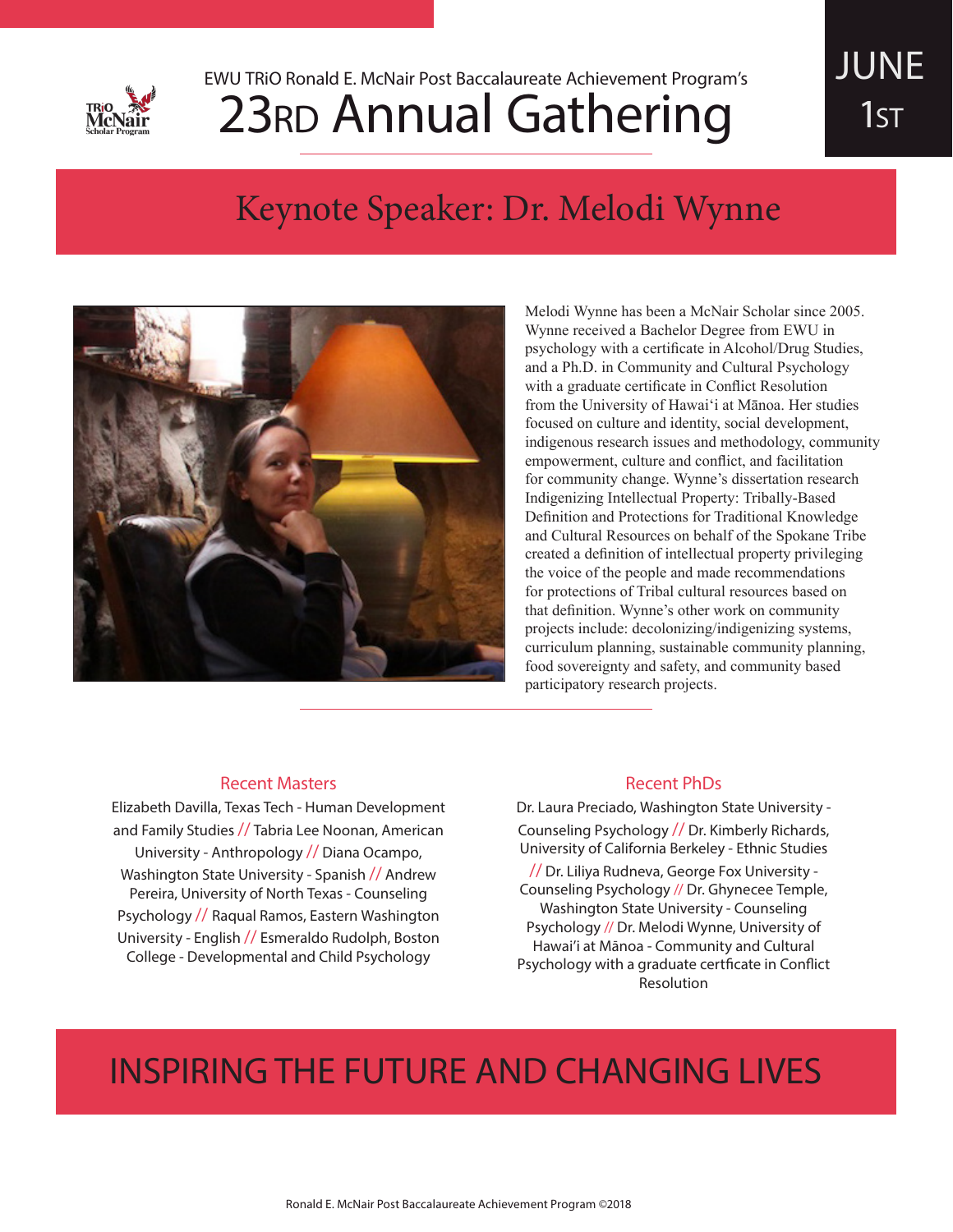EWU TRiO Ronald E. McNair Post Baccalaureate Achievement Program's

# 23RD Annual Gathering

JUNE 1ST

## Keynote Speaker: Dr. Melodi Wynne

Melodi Wynne has been a McNair Scholar since 2005. Wynne received a Bachelor Degree from EWU in psychology with a certificate in Alcohol/Drug Studies, and a Ph.D. in Community and Cultural Psychology with a graduate certificate in Conflict Resolution from the University of Hawai'i at Mānoa. Her studies focused on culture and identity, social development, indigenous research issues and methodology, community empowerment, culture and conflict, and facilitation for community change. Wynne's dissertation research Indigenizing Intellectual Property: Tribally-Based Definition and Protections for Traditional Knowledge and Cultural Resources on behalf of the Spokane Tribe created a definition of intellectual property privileging the voice of the people and made recommendations for protections of Tribal cultural resources based on that definition. Wynne's other work on community projects include: decolonizing/indigenizing systems, curriculum planning, sustainable community planning, food sovereignty and safety, and community based participatory research projects.

### Recent Masters

Elizabeth Davilla, Texas Tech - Human Development and Family Studies // Tabria Lee Noonan, American University - Anthropology // Diana Ocampo, Washington State University - Spanish // Andrew Pereira, University of North Texas - Counseling Psychology // Raqual Ramos, Eastern Washington University - English // Esmeraldo Rudolph, Boston College - Developmental and Child Psychology

### Recent PhDs

Dr. Laura Preciado, Washington State University - Counseling Psychology // Dr. Kimberly Richards, University of California Berkeley - Ethnic Studies // Dr. Liliya Rudneva, George Fox University - Counseling Psychology // Dr. Ghynecee Temple, Washington State University - Counseling Psychology // Dr. Melodi Wynne, University of Hawai'i at Mānoa - Community and Cultural Psychology with a graduate certficate in Conflict Resolution

## INSPIRING THE FUTURE AND CHANGING LIVES

Ronald E. McNair Post Baccalaureate Achievement Program ©2018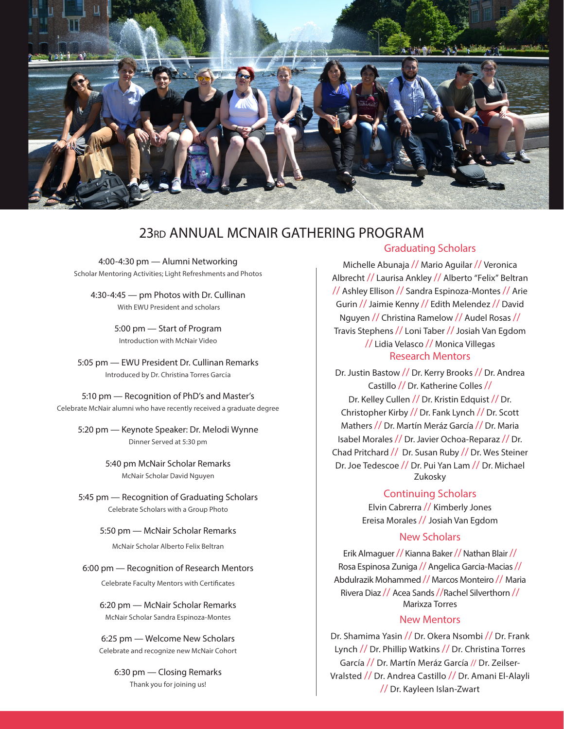# 23RD ANNUAL MCNAIR GATHERING PROGRAM

4:00-4:30 pm — Alumni Networking
Scholar Mentoring Activities; Light Refreshments and Photos

4:30-4:45 — pm Photos with Dr. Cullinan
With EWU President and scholars

5:00 pm — Start of Program
Introduction with McNair Video

5:05 pm — EWU President Dr. Cullinan Remarks
Introduced by Dr. Christina Torres García

5:10 pm — Recognition of PhD's and Master's
Celebrate McNair alumni who have recently received a graduate degree

5:20 pm — Keynote Speaker: Dr. Melodi Wynne
Dinner Served at 5:30 pm

5:40 pm McNair Scholar Remarks
McNair Scholar David Nguyen

5:45 pm — Recognition of Graduating Scholars
Celebrate Scholars with a Group Photo

5:50 pm — McNair Scholar Remarks
McNair Scholar Alberto Felix Beltran

6:00 pm — Recognition of Research Mentors
Celebrate Faculty Mentors with Certificates

6:20 pm — McNair Scholar Remarks
McNair Scholar Sandra Espinoza-Montes

6:25 pm — Welcome New Scholars
Celebrate and recognize new McNair Cohort

6:30 pm — Closing Remarks
Thank you for joining us!

## Graduating Scholars

Michelle Abunaja // Mario Aguilar // Veronica Albrecht // Laurisa Ankley // Alberto "Felix" Beltran // Ashley Ellison // Sandra Espinoza-Montes // Arie Gurin // Jaimie Kenny // Edith Melendez // David Nguyen // Christina Ramelow // Audel Rosas // Travis Stephens // Loni Taber // Josiah Van Egdom // Lidia Velasco // Monica Villegas

## Research Mentors

Dr. Justin Bastow // Dr. Kerry Brooks // Dr. Andrea Castillo // Dr. Katherine Colles // Dr. Kelley Cullen // Dr. Kristin Edquist // Dr. Christopher Kirby // Dr. Fank Lynch // Dr. Scott Mathers // Dr. Martín Meráz García // Dr. Maria Isabel Morales // Dr. Javier Ochoa-Reparaz // Dr. Chad Pritchard // Dr. Susan Ruby // Dr. Wes Steiner Dr. Joe Tedescoe // Dr. Pui Yan Lam // Dr. Michael Zukosky

## Continuing Scholars

Elvin Cabrerra // Kimberly Jones
Ereisa Morales // Josiah Van Egdom

## New Scholars

Erik Almaguer // Kianna Baker // Nathan Blair // Rosa Espinosa Zuniga // Angelica Garcia-Macias // Abdulrazik Mohammed // Marcos Monteiro // Maria Rivera Diaz // Acea Sands //Rachel Silverthorn // Marixza Torres

## New Mentors

Dr. Shamima Yasin // Dr. Okera Nsombi // Dr. Frank Lynch // Dr. Phillip Watkins // Dr. Christina Torres García // Dr. Martín Meráz García // Dr. Zeilser-Vralsted // Dr. Andrea Castillo // Dr. Amani El-Alayli // Dr. Kayleen Islan-Zwart